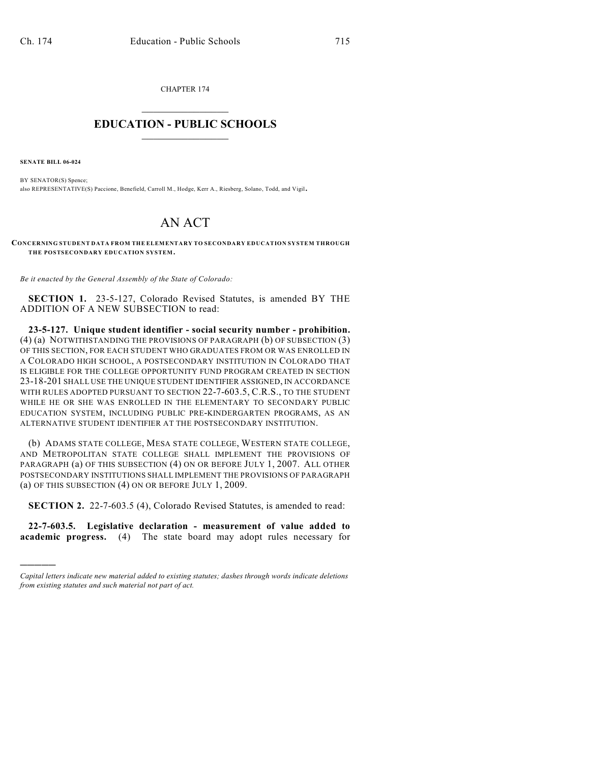CHAPTER 174

# EDUCATION - PUBLIC SCHOOLS

**SENATE BILL 06-024**

BY SENATOR(S) Spence;
also REPRESENTATIVE(S) Paccione, Benefield, Carroll M., Hodge, Kerr A., Riesberg, Solano, Todd, and Vigil.

# AN ACT

**CONCERNING STUDENT DATA FROM THE ELEMENTARY TO SECONDARY EDUCATION SYSTEM THROUGH THE POSTSECONDARY EDUCATION SYSTEM.**

*Be it enacted by the General Assembly of the State of Colorado:*

**SECTION 1.** 23-5-127, Colorado Revised Statutes, is amended BY THE ADDITION OF A NEW SUBSECTION to read:

**23-5-127. Unique student identifier - social security number - prohibition.** (4) (a) NOTWITHSTANDING THE PROVISIONS OF PARAGRAPH (b) OF SUBSECTION (3) OF THIS SECTION, FOR EACH STUDENT WHO GRADUATES FROM OR WAS ENROLLED IN A COLORADO HIGH SCHOOL, A POSTSECONDARY INSTITUTION IN COLORADO THAT IS ELIGIBLE FOR THE COLLEGE OPPORTUNITY FUND PROGRAM CREATED IN SECTION 23-18-201 SHALL USE THE UNIQUE STUDENT IDENTIFIER ASSIGNED, IN ACCORDANCE WITH RULES ADOPTED PURSUANT TO SECTION 22-7-603.5, C.R.S., TO THE STUDENT WHILE HE OR SHE WAS ENROLLED IN THE ELEMENTARY TO SECONDARY PUBLIC EDUCATION SYSTEM, INCLUDING PUBLIC PRE-KINDERGARTEN PROGRAMS, AS AN ALTERNATIVE STUDENT IDENTIFIER AT THE POSTSECONDARY INSTITUTION.

(b) ADAMS STATE COLLEGE, MESA STATE COLLEGE, WESTERN STATE COLLEGE, AND METROPOLITAN STATE COLLEGE SHALL IMPLEMENT THE PROVISIONS OF PARAGRAPH (a) OF THIS SUBSECTION (4) ON OR BEFORE JULY 1, 2007. ALL OTHER POSTSECONDARY INSTITUTIONS SHALL IMPLEMENT THE PROVISIONS OF PARAGRAPH (a) OF THIS SUBSECTION (4) ON OR BEFORE JULY 1, 2009.

**SECTION 2.** 22-7-603.5 (4), Colorado Revised Statutes, is amended to read:

**22-7-603.5. Legislative declaration - measurement of value added to academic progress.** (4) The state board may adopt rules necessary for

---

*Capital letters indicate new material added to existing statutes; dashes through words indicate deletions from existing statutes and such material not part of act.*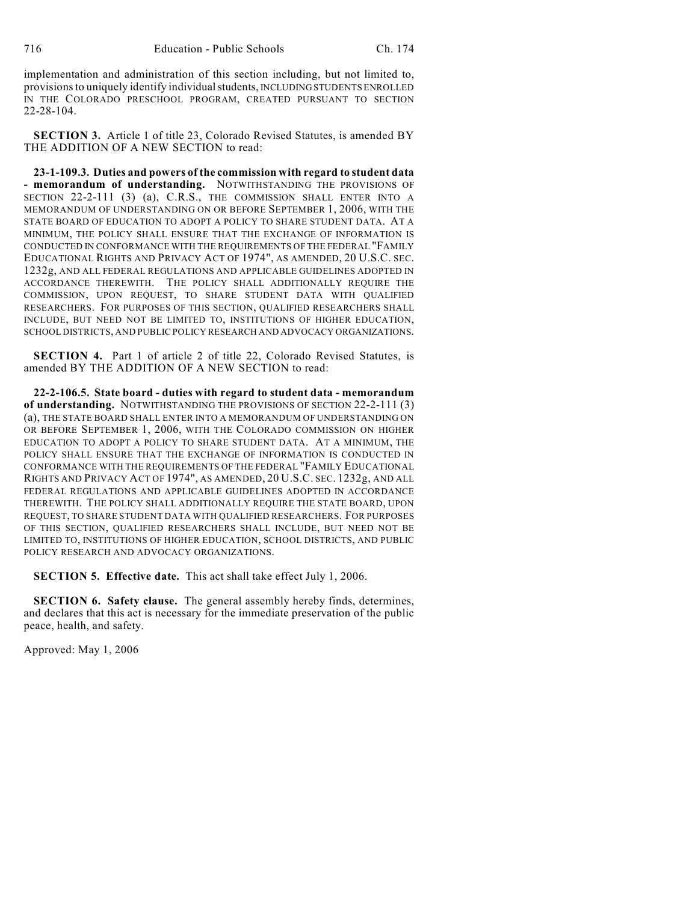implementation and administration of this section including, but not limited to, provisions to uniquely identify individual students, INCLUDING STUDENTS ENROLLED IN THE COLORADO PRESCHOOL PROGRAM, CREATED PURSUANT TO SECTION 22-28-104.

**SECTION 3.** Article 1 of title 23, Colorado Revised Statutes, is amended BY THE ADDITION OF A NEW SECTION to read:

**23-1-109.3. Duties and powers of the commission with regard to student data - memorandum of understanding.** NOTWITHSTANDING THE PROVISIONS OF SECTION 22-2-111 (3) (a), C.R.S., THE COMMISSION SHALL ENTER INTO A MEMORANDUM OF UNDERSTANDING ON OR BEFORE SEPTEMBER 1, 2006, WITH THE STATE BOARD OF EDUCATION TO ADOPT A POLICY TO SHARE STUDENT DATA. AT A MINIMUM, THE POLICY SHALL ENSURE THAT THE EXCHANGE OF INFORMATION IS CONDUCTED IN CONFORMANCE WITH THE REQUIREMENTS OF THE FEDERAL "FAMILY EDUCATIONAL RIGHTS AND PRIVACY ACT OF 1974", AS AMENDED, 20 U.S.C. SEC. 1232g, AND ALL FEDERAL REGULATIONS AND APPLICABLE GUIDELINES ADOPTED IN ACCORDANCE THEREWITH. THE POLICY SHALL ADDITIONALLY REQUIRE THE COMMISSION, UPON REQUEST, TO SHARE STUDENT DATA WITH QUALIFIED RESEARCHERS. FOR PURPOSES OF THIS SECTION, QUALIFIED RESEARCHERS SHALL INCLUDE, BUT NEED NOT BE LIMITED TO, INSTITUTIONS OF HIGHER EDUCATION, SCHOOL DISTRICTS, AND PUBLIC POLICY RESEARCH AND ADVOCACY ORGANIZATIONS.

**SECTION 4.** Part 1 of article 2 of title 22, Colorado Revised Statutes, is amended BY THE ADDITION OF A NEW SECTION to read:

**22-2-106.5. State board - duties with regard to student data - memorandum of understanding.** NOTWITHSTANDING THE PROVISIONS OF SECTION 22-2-111 (3) (a), THE STATE BOARD SHALL ENTER INTO A MEMORANDUM OF UNDERSTANDING ON OR BEFORE SEPTEMBER 1, 2006, WITH THE COLORADO COMMISSION ON HIGHER EDUCATION TO ADOPT A POLICY TO SHARE STUDENT DATA. AT A MINIMUM, THE POLICY SHALL ENSURE THAT THE EXCHANGE OF INFORMATION IS CONDUCTED IN CONFORMANCE WITH THE REQUIREMENTS OF THE FEDERAL "FAMILY EDUCATIONAL RIGHTS AND PRIVACY ACT OF 1974", AS AMENDED, 20 U.S.C. SEC. 1232g, AND ALL FEDERAL REGULATIONS AND APPLICABLE GUIDELINES ADOPTED IN ACCORDANCE THEREWITH. THE POLICY SHALL ADDITIONALLY REQUIRE THE STATE BOARD, UPON REQUEST, TO SHARE STUDENT DATA WITH QUALIFIED RESEARCHERS. FOR PURPOSES OF THIS SECTION, QUALIFIED RESEARCHERS SHALL INCLUDE, BUT NEED NOT BE LIMITED TO, INSTITUTIONS OF HIGHER EDUCATION, SCHOOL DISTRICTS, AND PUBLIC POLICY RESEARCH AND ADVOCACY ORGANIZATIONS.

**SECTION 5. Effective date.** This act shall take effect July 1, 2006.

**SECTION 6. Safety clause.** The general assembly hereby finds, determines, and declares that this act is necessary for the immediate preservation of the public peace, health, and safety.

Approved: May 1, 2006